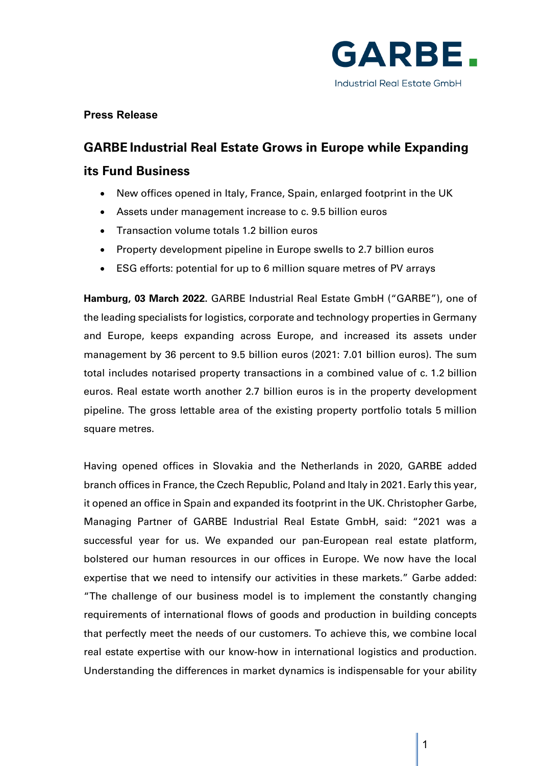GARBE.
Industrial Real Estate GmbH

**Press Release**

# GARBE Industrial Real Estate Grows in Europe while Expanding its Fund Business

- New offices opened in Italy, France, Spain, enlarged footprint in the UK
- Assets under management increase to c. 9.5 billion euros
- Transaction volume totals 1.2 billion euros
- Property development pipeline in Europe swells to 2.7 billion euros
- ESG efforts: potential for up to 6 million square metres of PV arrays

**Hamburg, 03 March 2022**. GARBE Industrial Real Estate GmbH ("GARBE"), one of the leading specialists for logistics, corporate and technology properties in Germany and Europe, keeps expanding across Europe, and increased its assets under management by 36 percent to 9.5 billion euros (2021: 7.01 billion euros). The sum total includes notarised property transactions in a combined value of c. 1.2 billion euros. Real estate worth another 2.7 billion euros is in the property development pipeline. The gross lettable area of the existing property portfolio totals 5 million square metres.

Having opened offices in Slovakia and the Netherlands in 2020, GARBE added branch offices in France, the Czech Republic, Poland and Italy in 2021. Early this year, it opened an office in Spain and expanded its footprint in the UK. Christopher Garbe, Managing Partner of GARBE Industrial Real Estate GmbH, said: "2021 was a successful year for us. We expanded our pan-European real estate platform, bolstered our human resources in our offices in Europe. We now have the local expertise that we need to intensify our activities in these markets." Garbe added: "The challenge of our business model is to implement the constantly changing requirements of international flows of goods and production in building concepts that perfectly meet the needs of our customers. To achieve this, we combine local real estate expertise with our know-how in international logistics and production. Understanding the differences in market dynamics is indispensable for your ability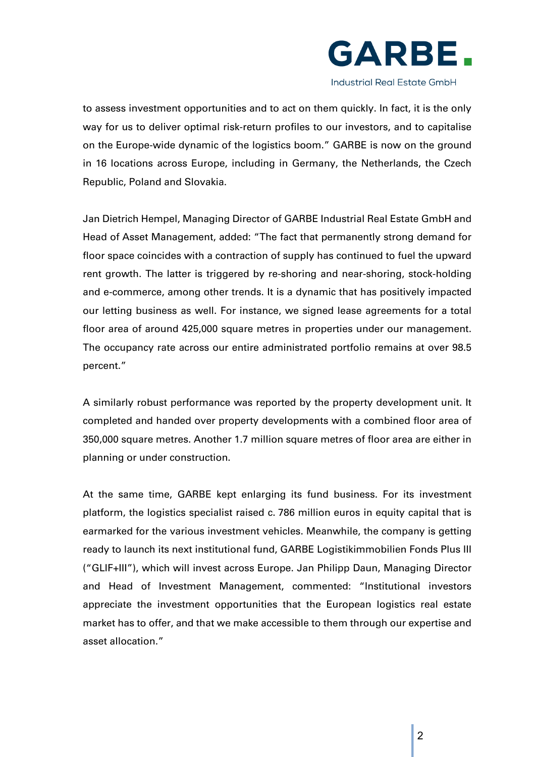to assess investment opportunities and to act on them quickly. In fact, it is the only way for us to deliver optimal risk-return profiles to our investors, and to capitalise on the Europe-wide dynamic of the logistics boom." GARBE is now on the ground in 16 locations across Europe, including in Germany, the Netherlands, the Czech Republic, Poland and Slovakia.

Jan Dietrich Hempel, Managing Director of GARBE Industrial Real Estate GmbH and Head of Asset Management, added: "The fact that permanently strong demand for floor space coincides with a contraction of supply has continued to fuel the upward rent growth. The latter is triggered by re-shoring and near-shoring, stock-holding and e-commerce, among other trends. It is a dynamic that has positively impacted our letting business as well. For instance, we signed lease agreements for a total floor area of around 425,000 square metres in properties under our management. The occupancy rate across our entire administrated portfolio remains at over 98.5 percent."

A similarly robust performance was reported by the property development unit. It completed and handed over property developments with a combined floor area of 350,000 square metres. Another 1.7 million square metres of floor area are either in planning or under construction.

At the same time, GARBE kept enlarging its fund business. For its investment platform, the logistics specialist raised c. 786 million euros in equity capital that is earmarked for the various investment vehicles. Meanwhile, the company is getting ready to launch its next institutional fund, GARBE Logistikimmobilien Fonds Plus III ("GLIF+III"), which will invest across Europe. Jan Philipp Daun, Managing Director and Head of Investment Management, commented: "Institutional investors appreciate the investment opportunities that the European logistics real estate market has to offer, and that we make accessible to them through our expertise and asset allocation."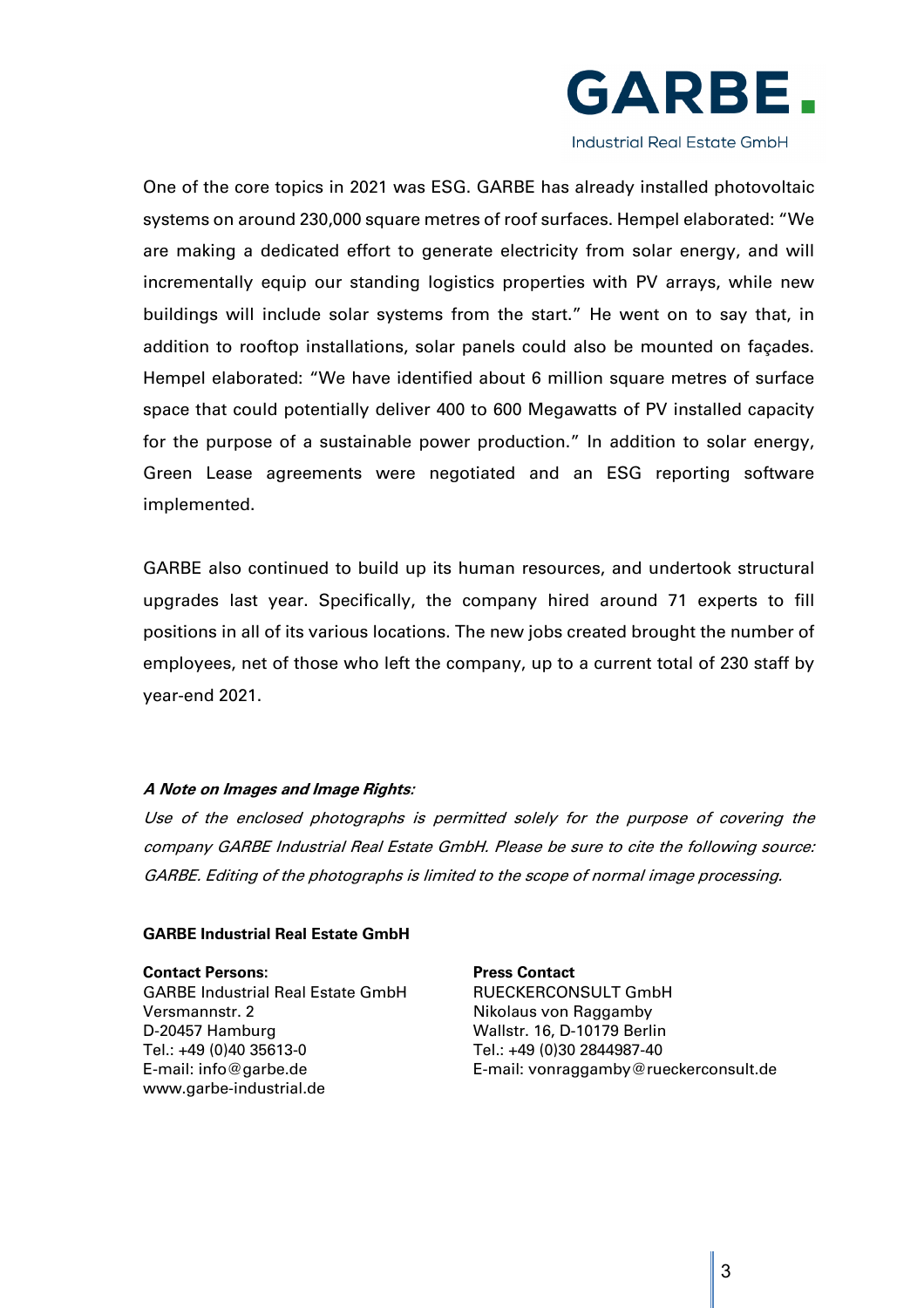One of the core topics in 2021 was ESG. GARBE has already installed photovoltaic systems on around 230,000 square metres of roof surfaces. Hempel elaborated: "We are making a dedicated effort to generate electricity from solar energy, and will incrementally equip our standing logistics properties with PV arrays, while new buildings will include solar systems from the start." He went on to say that, in addition to rooftop installations, solar panels could also be mounted on façades. Hempel elaborated: "We have identified about 6 million square metres of surface space that could potentially deliver 400 to 600 Megawatts of PV installed capacity for the purpose of a sustainable power production." In addition to solar energy, Green Lease agreements were negotiated and an ESG reporting software implemented.

GARBE also continued to build up its human resources, and undertook structural upgrades last year. Specifically, the company hired around 71 experts to fill positions in all of its various locations. The new jobs created brought the number of employees, net of those who left the company, up to a current total of 230 staff by year-end 2021.

***A Note on Images and Image Rights:***

*Use of the enclosed photographs is permitted solely for the purpose of covering the company GARBE Industrial Real Estate GmbH. Please be sure to cite the following source: GARBE. Editing of the photographs is limited to the scope of normal image processing.*

**GARBE Industrial Real Estate GmbH**

**Contact Persons:**
GARBE Industrial Real Estate GmbH
Versmannstr. 2
D-20457 Hamburg
Tel.: +49 (0)40 35613-0
E-mail: info@garbe.de
www.garbe-industrial.de

**Press Contact**
RUECKERCONSULT GmbH
Nikolaus von Raggamby
Wallstr. 16, D-10179 Berlin
Tel.: +49 (0)30 2844987-40
E-mail: vonraggamby@rueckerconsult.de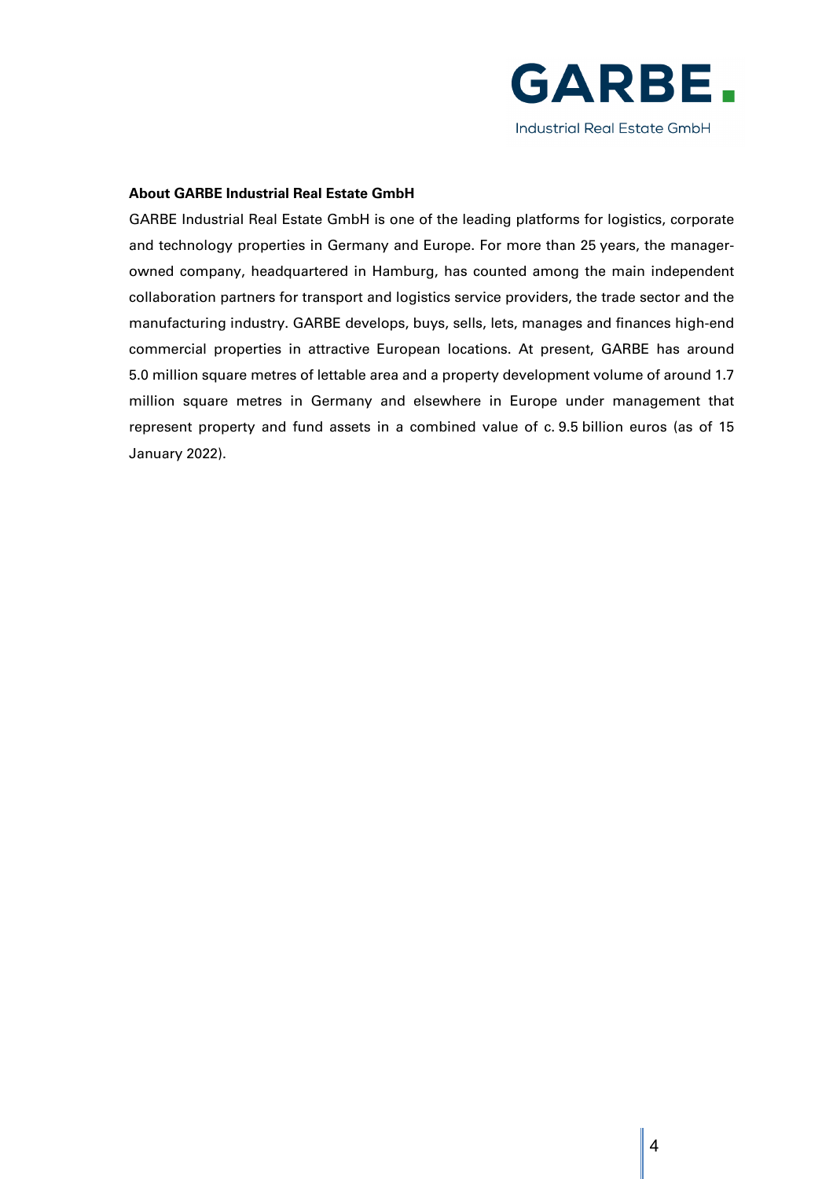**About GARBE Industrial Real Estate GmbH**

GARBE Industrial Real Estate GmbH is one of the leading platforms for logistics, corporate and technology properties in Germany and Europe. For more than 25 years, the manager-owned company, headquartered in Hamburg, has counted among the main independent collaboration partners for transport and logistics service providers, the trade sector and the manufacturing industry. GARBE develops, buys, sells, lets, manages and finances high-end commercial properties in attractive European locations. At present, GARBE has around 5.0 million square metres of lettable area and a property development volume of around 1.7 million square metres in Germany and elsewhere in Europe under management that represent property and fund assets in a combined value of c. 9.5 billion euros (as of 15 January 2022).